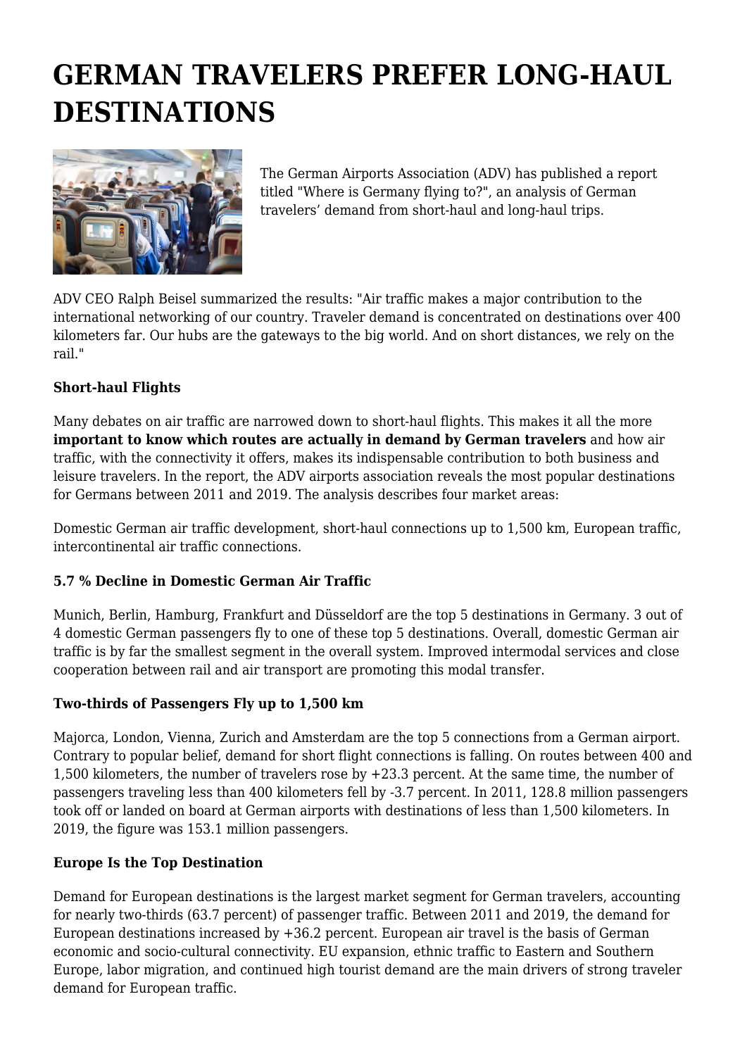# GERMAN TRAVELERS PREFER LONG-HAUL DESTINATIONS

The German Airports Association (ADV) has published a report titled "Where is Germany flying to?", an analysis of German travelers' demand from short-haul and long-haul trips.

ADV CEO Ralph Beisel summarized the results: "Air traffic makes a major contribution to the international networking of our country. Traveler demand is concentrated on destinations over 400 kilometers far. Our hubs are the gateways to the big world. And on short distances, we rely on the rail."

**Short-haul Flights**

Many debates on air traffic are narrowed down to short-haul flights. This makes it all the more **important to know which routes are actually in demand by German travelers** and how air traffic, with the connectivity it offers, makes its indispensable contribution to both business and leisure travelers. In the report, the ADV airports association reveals the most popular destinations for Germans between 2011 and 2019. The analysis describes four market areas:

Domestic German air traffic development, short-haul connections up to 1,500 km, European traffic, intercontinental air traffic connections.

**5.7 % Decline in Domestic German Air Traffic**

Munich, Berlin, Hamburg, Frankfurt and Düsseldorf are the top 5 destinations in Germany. 3 out of 4 domestic German passengers fly to one of these top 5 destinations. Overall, domestic German air traffic is by far the smallest segment in the overall system. Improved intermodal services and close cooperation between rail and air transport are promoting this modal transfer.

**Two-thirds of Passengers Fly up to 1,500 km**

Majorca, London, Vienna, Zurich and Amsterdam are the top 5 connections from a German airport. Contrary to popular belief, demand for short flight connections is falling. On routes between 400 and 1,500 kilometers, the number of travelers rose by +23.3 percent. At the same time, the number of passengers traveling less than 400 kilometers fell by -3.7 percent. In 2011, 128.8 million passengers took off or landed on board at German airports with destinations of less than 1,500 kilometers. In 2019, the figure was 153.1 million passengers.

**Europe Is the Top Destination**

Demand for European destinations is the largest market segment for German travelers, accounting for nearly two-thirds (63.7 percent) of passenger traffic. Between 2011 and 2019, the demand for European destinations increased by +36.2 percent. European air travel is the basis of German economic and socio-cultural connectivity. EU expansion, ethnic traffic to Eastern and Southern Europe, labor migration, and continued high tourist demand are the main drivers of strong traveler demand for European traffic.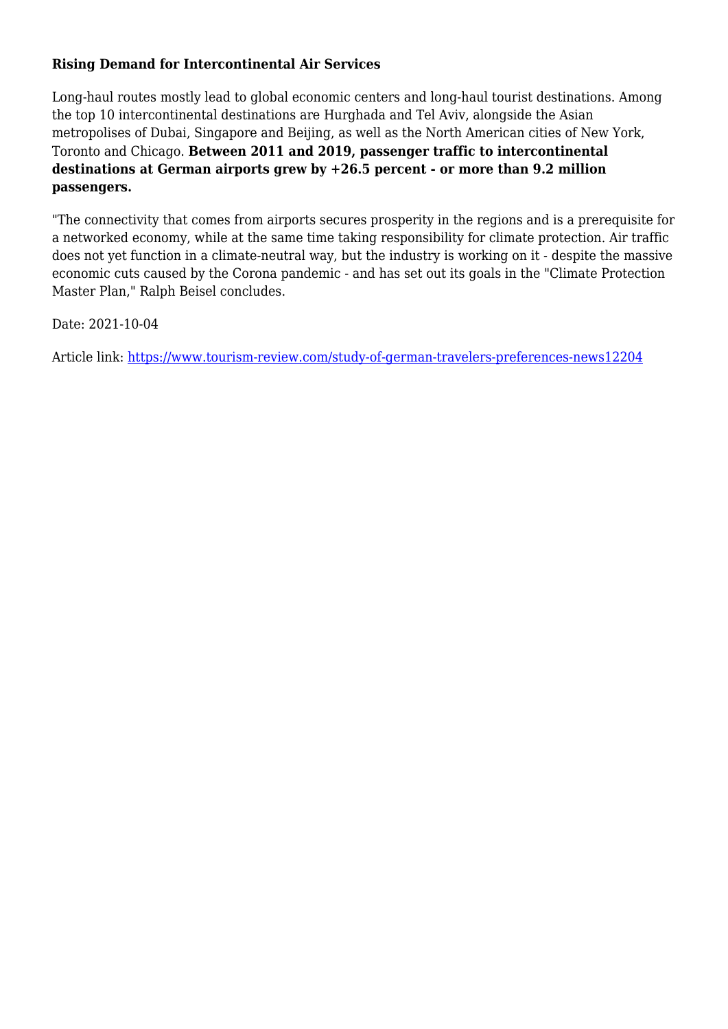**Rising Demand for Intercontinental Air Services**

Long-haul routes mostly lead to global economic centers and long-haul tourist destinations. Among the top 10 intercontinental destinations are Hurghada and Tel Aviv, alongside the Asian metropolises of Dubai, Singapore and Beijing, as well as the North American cities of New York, Toronto and Chicago. **Between 2011 and 2019, passenger traffic to intercontinental destinations at German airports grew by +26.5 percent - or more than 9.2 million passengers.**

"The connectivity that comes from airports secures prosperity in the regions and is a prerequisite for a networked economy, while at the same time taking responsibility for climate protection. Air traffic does not yet function in a climate-neutral way, but the industry is working on it - despite the massive economic cuts caused by the Corona pandemic - and has set out its goals in the "Climate Protection Master Plan," Ralph Beisel concludes.

Date: 2021-10-04

Article link: [https://www.tourism-review.com/study-of-german-travelers-preferences-news12204](https://www.tourism-review.com/study-of-german-travelers-preferences-news12204)